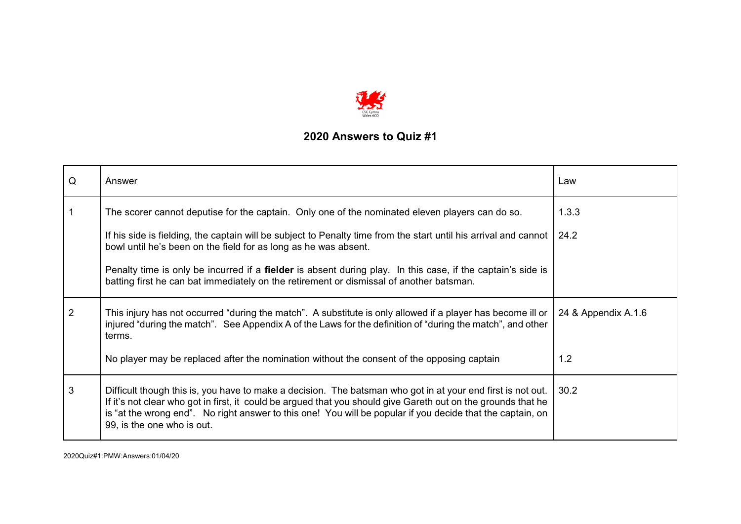## 2020 Answers to Quiz #1

| Q | Answer | Law |
|---|---|---|
| 1 | The scorer cannot deputise for the captain. Only one of the nominated eleven players can do so.<br><br>If his side is fielding, the captain will be subject to Penalty time from the start until his arrival and cannot bowl until he's been on the field for as long as he was absent.<br><br>Penalty time is only be incurred if a **fielder** is absent during play. In this case, if the captain's side is batting first he can bat immediately on the retirement or dismissal of another batsman. | 1.3.3<br><br>24.2 |
| 2 | This injury has not occurred "during the match". A substitute is only allowed if a player has become ill or injured "during the match". See Appendix A of the Laws for the definition of "during the match", and other terms.<br><br>No player may be replaced after the nomination without the consent of the opposing captain | 24 & Appendix A.1.6<br><br>1.2 |
| 3 | Difficult though this is, you have to make a decision. The batsman who got in at your end first is not out. If it's not clear who got in first, it could be argued that you should give Gareth out on the grounds that he is "at the wrong end". No right answer to this one! You will be popular if you decide that the captain, on 99, is the one who is out. | 30.2 |

2020Quiz#1:PMW:Answers:01/04/20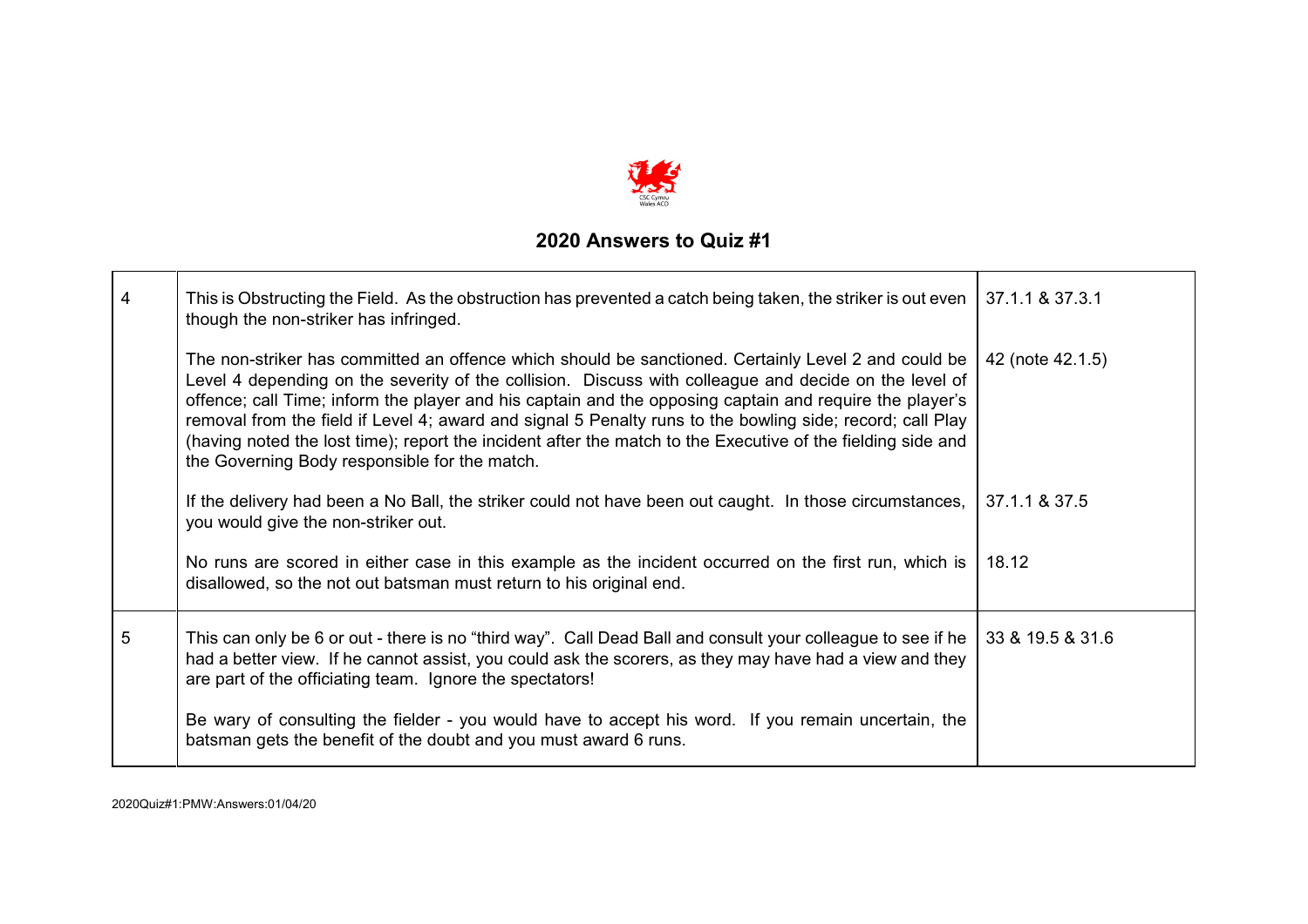## 2020 Answers to Quiz #1

| | | |
|---|---|---|
| 4 | This is Obstructing the Field. As the obstruction has prevented a catch being taken, the striker is out even though the non-striker has infringed. | 37.1.1 & 37.3.1 |
| | The non-striker has committed an offence which should be sanctioned. Certainly Level 2 and could be Level 4 depending on the severity of the collision. Discuss with colleague and decide on the level of offence; call Time; inform the player and his captain and the opposing captain and require the player's removal from the field if Level 4; award and signal 5 Penalty runs to the bowling side; record; call Play (having noted the lost time); report the incident after the match to the Executive of the fielding side and the Governing Body responsible for the match. | 42 (note 42.1.5) |
| | If the delivery had been a No Ball, the striker could not have been out caught. In those circumstances, you would give the non-striker out. | 37.1.1 & 37.5 |
| | No runs are scored in either case in this example as the incident occurred on the first run, which is disallowed, so the not out batsman must return to his original end. | 18.12 |
| 5 | This can only be 6 or out - there is no "third way". Call Dead Ball and consult your colleague to see if he had a better view. If he cannot assist, you could ask the scorers, as they may have had a view and they are part of the officiating team. Ignore the spectators! | 33 & 19.5 & 31.6 |
| | Be wary of consulting the fielder - you would have to accept his word. If you remain uncertain, the batsman gets the benefit of the doubt and you must award 6 runs. | |

2020Quiz#1:PMW:Answers:01/04/20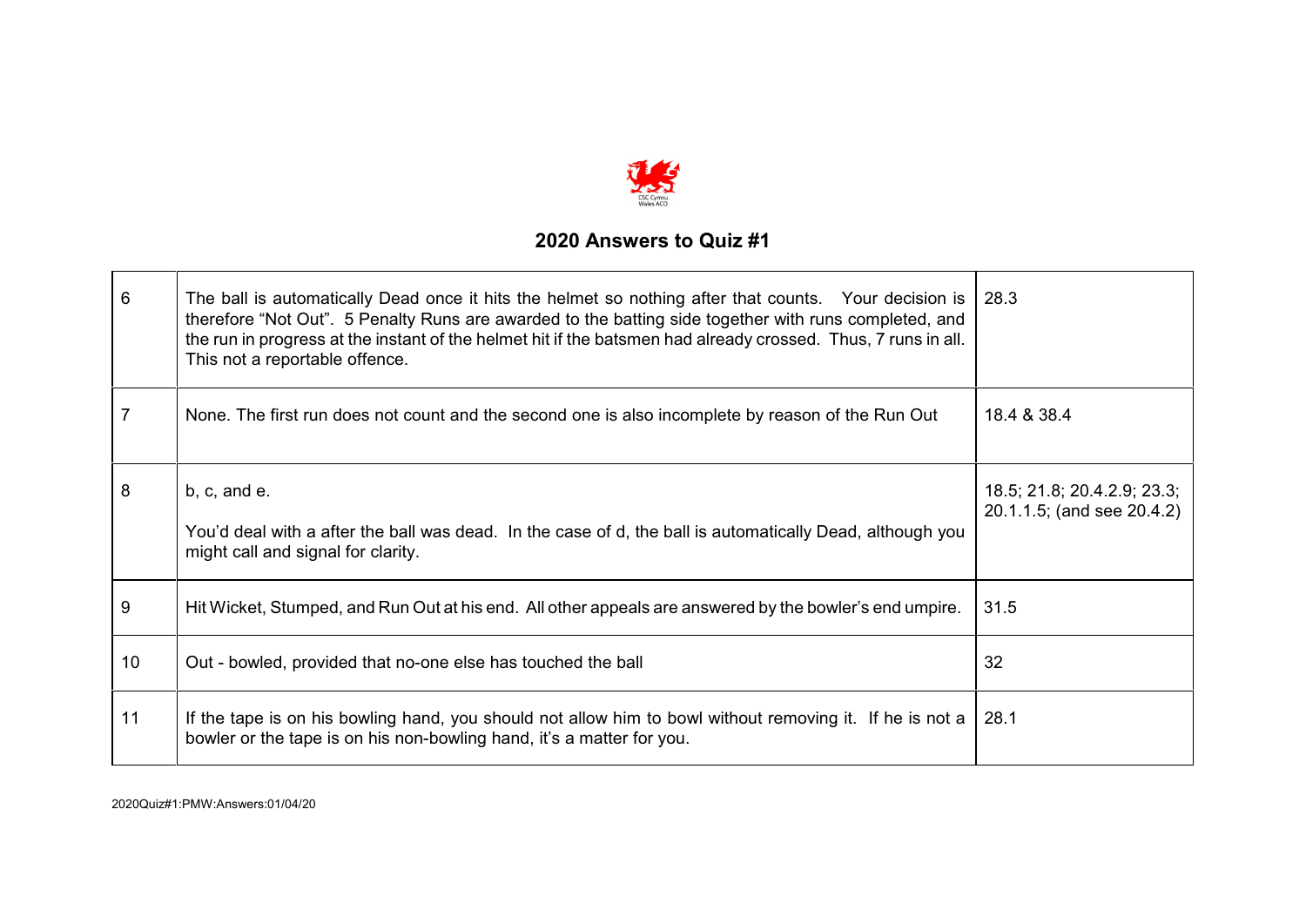## 2020 Answers to Quiz #1

| | | |
|---|---|---|
| 6 | The ball is automatically Dead once it hits the helmet so nothing after that counts. Your decision is therefore "Not Out". 5 Penalty Runs are awarded to the batting side together with runs completed, and the run in progress at the instant of the helmet hit if the batsmen had already crossed. Thus, 7 runs in all. This not a reportable offence. | 28.3 |
| 7 | None. The first run does not count and the second one is also incomplete by reason of the Run Out | 18.4 & 38.4 |
| 8 | b, c, and e.<br><br>You'd deal with a after the ball was dead. In the case of d, the ball is automatically Dead, although you might call and signal for clarity. | 18.5; 21.8; 20.4.2.9; 23.3; 20.1.1.5; (and see 20.4.2) |
| 9 | Hit Wicket, Stumped, and Run Out at his end. All other appeals are answered by the bowler's end umpire. | 31.5 |
| 10 | Out - bowled, provided that no-one else has touched the ball | 32 |
| 11 | If the tape is on his bowling hand, you should not allow him to bowl without removing it. If he is not a bowler or the tape is on his non-bowling hand, it's a matter for you. | 28.1 |

2020Quiz#1:PMW:Answers:01/04/20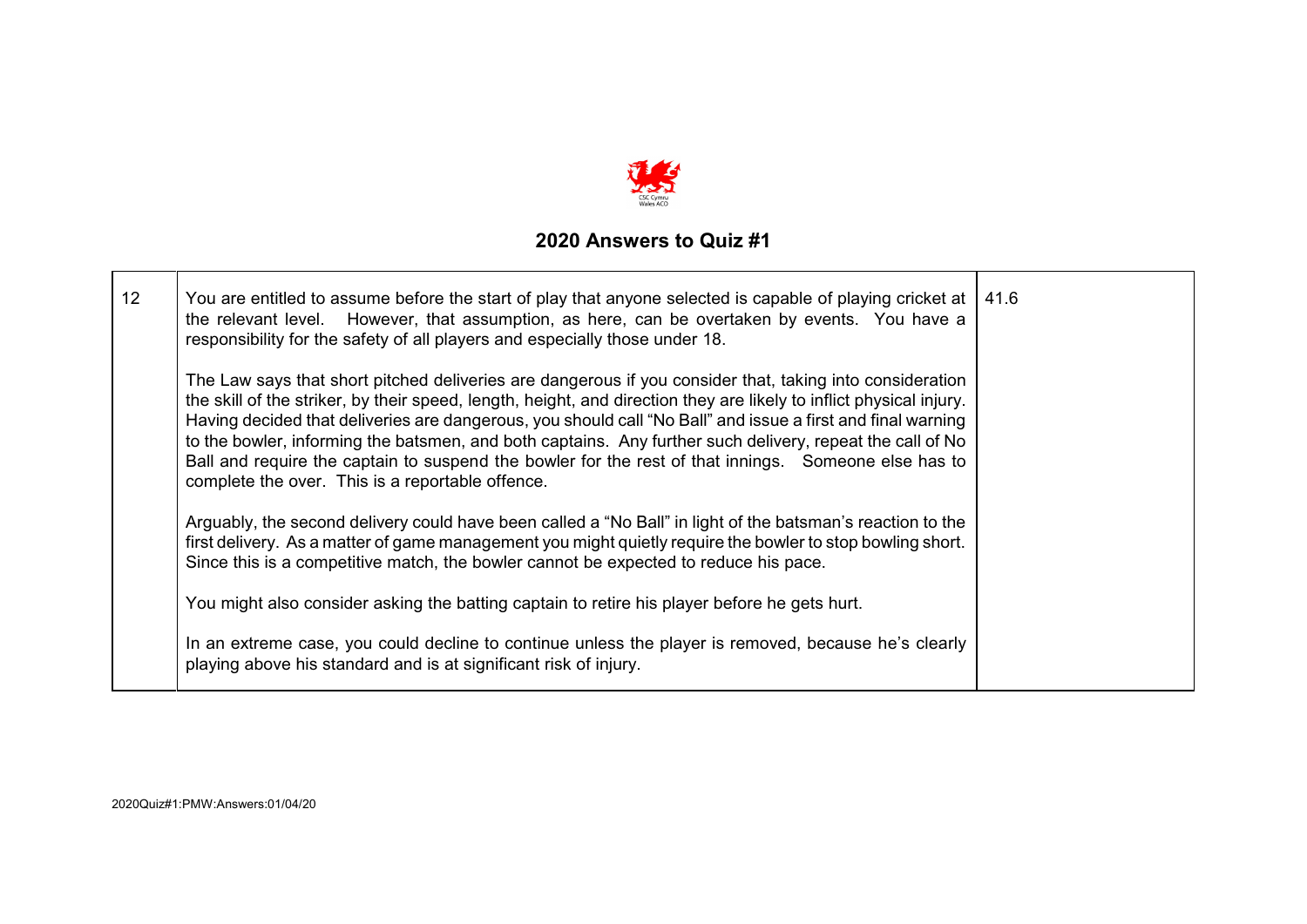## 2020 Answers to Quiz #1

| | | |
|---|---|---|
| 12 | You are entitled to assume before the start of play that anyone selected is capable of playing cricket at the relevant level. However, that assumption, as here, can be overtaken by events. You have a responsibility for the safety of all players and especially those under 18.<br><br>The Law says that short pitched deliveries are dangerous if you consider that, taking into consideration the skill of the striker, by their speed, length, height, and direction they are likely to inflict physical injury. Having decided that deliveries are dangerous, you should call "No Ball" and issue a first and final warning to the bowler, informing the batsmen, and both captains. Any further such delivery, repeat the call of No Ball and require the captain to suspend the bowler for the rest of that innings. Someone else has to complete the over. This is a reportable offence.<br><br>Arguably, the second delivery could have been called a "No Ball" in light of the batsman's reaction to the first delivery. As a matter of game management you might quietly require the bowler to stop bowling short. Since this is a competitive match, the bowler cannot be expected to reduce his pace.<br><br>You might also consider asking the batting captain to retire his player before he gets hurt.<br><br>In an extreme case, you could decline to continue unless the player is removed, because he's clearly playing above his standard and is at significant risk of injury. | 41.6 |

2020Quiz#1:PMW:Answers:01/04/20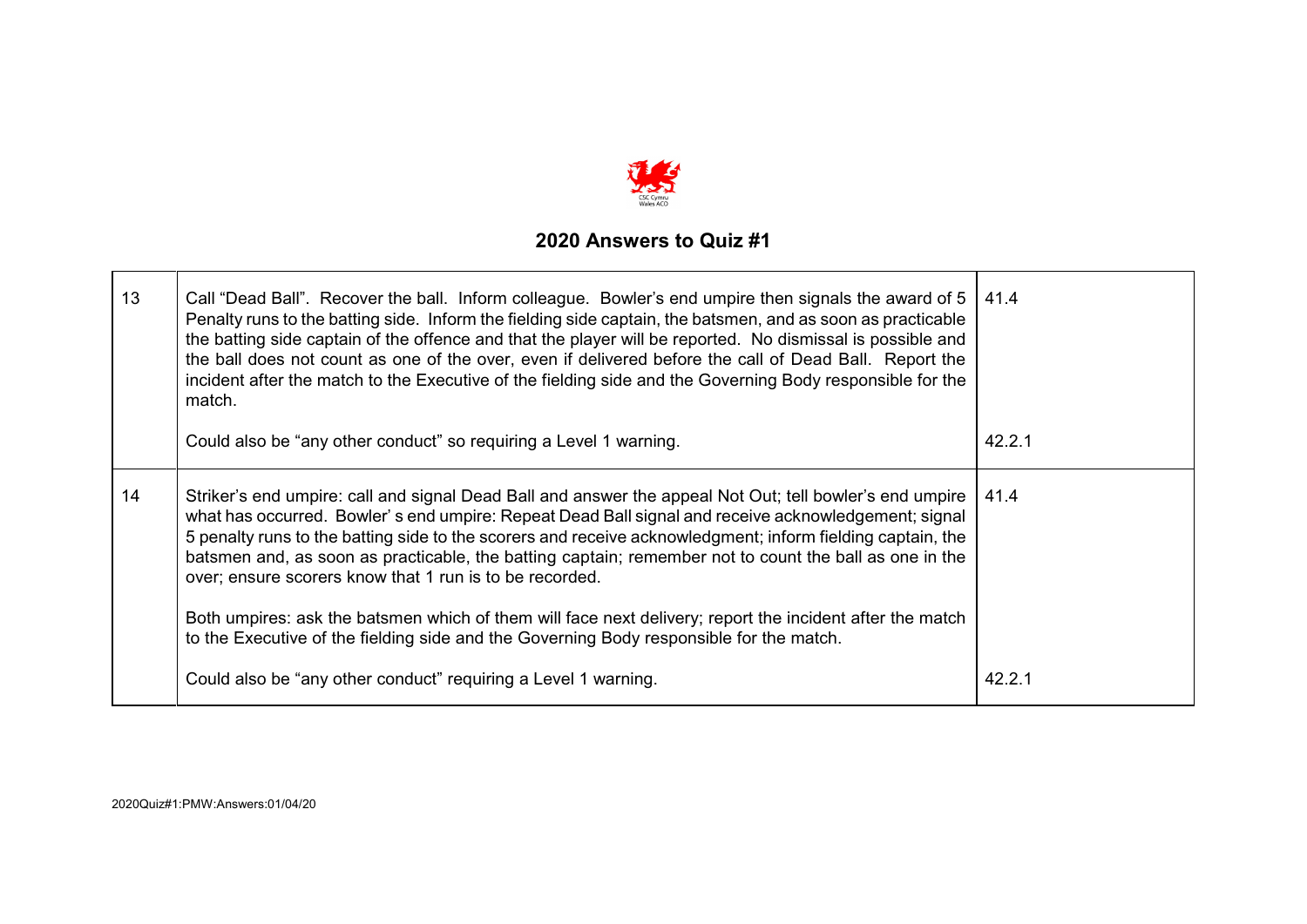## 2020 Answers to Quiz #1

| | | |
|---|---|---|
| 13 | Call "Dead Ball". Recover the ball. Inform colleague. Bowler's end umpire then signals the award of 5 Penalty runs to the batting side. Inform the fielding side captain, the batsmen, and as soon as practicable the batting side captain of the offence and that the player will be reported. No dismissal is possible and the ball does not count as one of the over, even if delivered before the call of Dead Ball. Report the incident after the match to the Executive of the fielding side and the Governing Body responsible for the match.<br><br>Could also be "any other conduct" so requiring a Level 1 warning. | 41.4<br><br><br><br><br><br>42.2.1 |
| 14 | Striker's end umpire: call and signal Dead Ball and answer the appeal Not Out; tell bowler's end umpire what has occurred. Bowler' s end umpire: Repeat Dead Ball signal and receive acknowledgement; signal 5 penalty runs to the batting side to the scorers and receive acknowledgment; inform fielding captain, the batsmen and, as soon as practicable, the batting captain; remember not to count the ball as one in the over; ensure scorers know that 1 run is to be recorded.<br><br>Both umpires: ask the batsmen which of them will face next delivery; report the incident after the match to the Executive of the fielding side and the Governing Body responsible for the match.<br><br>Could also be "any other conduct" requiring a Level 1 warning. | 41.4<br><br><br><br><br><br><br><br>42.2.1 |

2020Quiz#1:PMW:Answers:01/04/20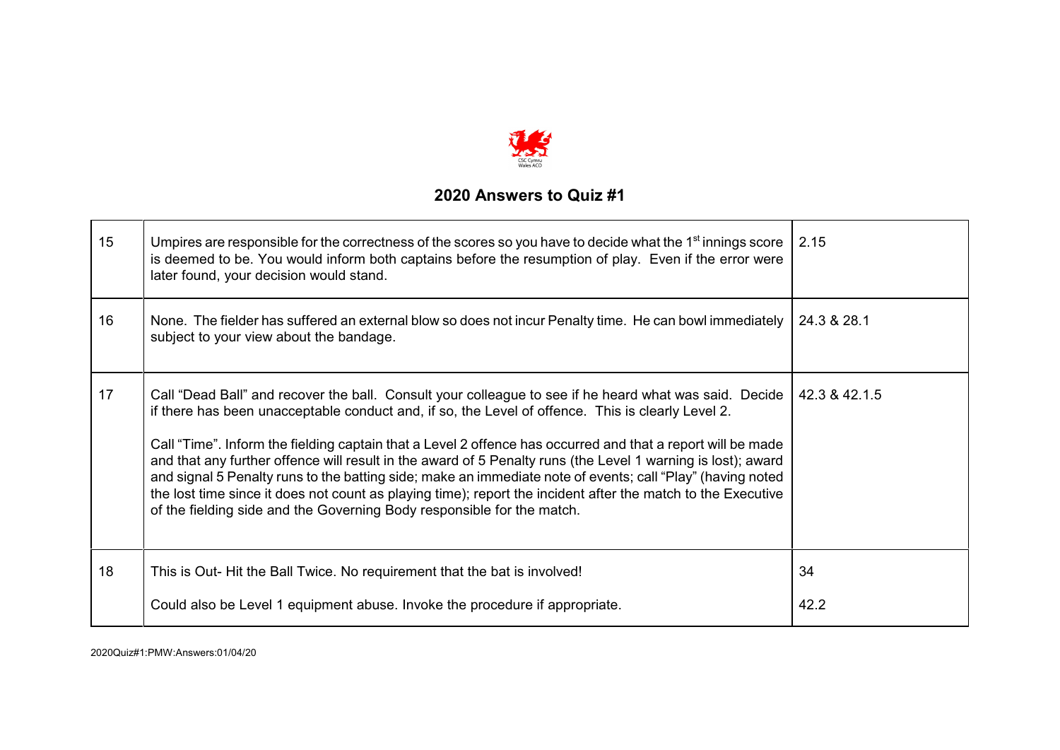## 2020 Answers to Quiz #1

| | | |
|---|---|---|
| 15 | Umpires are responsible for the correctness of the scores so you have to decide what the 1st innings score is deemed to be. You would inform both captains before the resumption of play. Even if the error were later found, your decision would stand. | 2.15 |
| 16 | None. The fielder has suffered an external blow so does not incur Penalty time. He can bowl immediately subject to your view about the bandage. | 24.3 & 28.1 |
| 17 | Call "Dead Ball" and recover the ball. Consult your colleague to see if he heard what was said. Decide if there has been unacceptable conduct and, if so, the Level of offence. This is clearly Level 2.<br><br>Call "Time". Inform the fielding captain that a Level 2 offence has occurred and that a report will be made and that any further offence will result in the award of 5 Penalty runs (the Level 1 warning is lost); award and signal 5 Penalty runs to the batting side; make an immediate note of events; call "Play" (having noted the lost time since it does not count as playing time); report the incident after the match to the Executive of the fielding side and the Governing Body responsible for the match. | 42.3 & 42.1.5 |
| 18 | This is Out- Hit the Ball Twice. No requirement that the bat is involved!<br><br>Could also be Level 1 equipment abuse. Invoke the procedure if appropriate. | 34<br><br>42.2 |

2020Quiz#1:PMW:Answers:01/04/20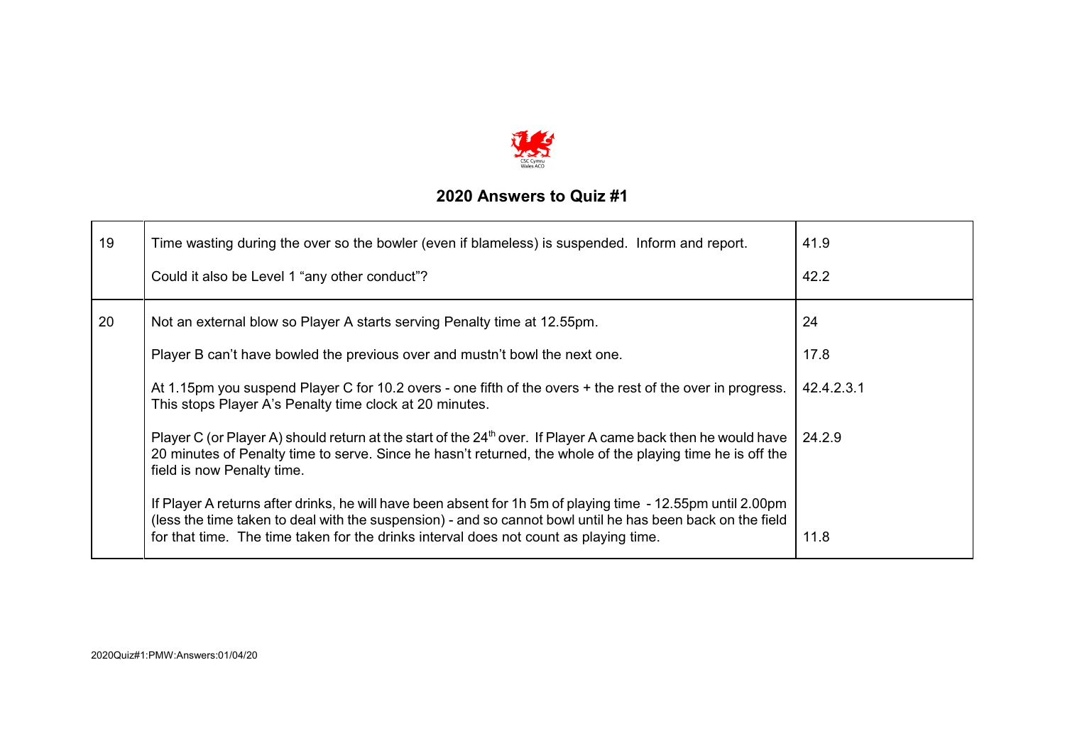## 2020 Answers to Quiz #1

| | | |
|---|---|---|
| 19 | Time wasting during the over so the bowler (even if blameless) is suspended. Inform and report.<br><br>Could it also be Level 1 "any other conduct"? | 41.9<br><br>42.2 |
| 20 | Not an external blow so Player A starts serving Penalty time at 12.55pm.<br><br>Player B can't have bowled the previous over and mustn't bowl the next one.<br><br>At 1.15pm you suspend Player C for 10.2 overs - one fifth of the overs + the rest of the over in progress. This stops Player A's Penalty time clock at 20 minutes.<br><br>Player C (or Player A) should return at the start of the 24th over. If Player A came back then he would have 20 minutes of Penalty time to serve. Since he hasn't returned, the whole of the playing time he is off the field is now Penalty time.<br><br>If Player A returns after drinks, he will have been absent for 1h 5m of playing time - 12.55pm until 2.00pm (less the time taken to deal with the suspension) - and so cannot bowl until he has been back on the field for that time. The time taken for the drinks interval does not count as playing time. | 24<br><br>17.8<br><br>42.4.2.3.1<br><br>24.2.9<br><br>11.8 |